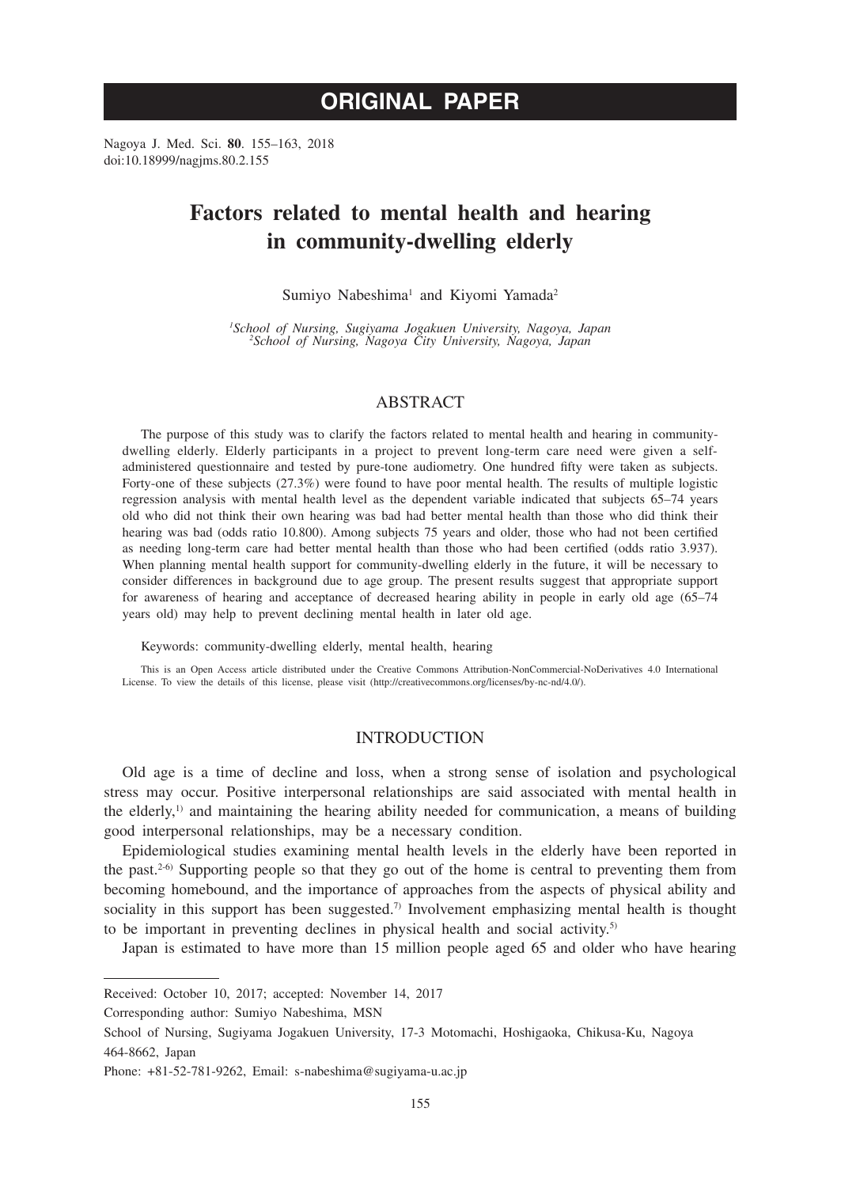# ORIGINAL PAPER

Nagoya J. Med. Sci. **80**. 155–163, 2018
doi:10.18999/nagjms.80.2.155

# Factors related to mental health and hearing in community-dwelling elderly

Sumiyo Nabeshima[1] and Kiyomi Yamada[2]

[1]*School of Nursing, Sugiyama Jogakuen University, Nagoya, Japan*
[2]*School of Nursing, Nagoya City University, Nagoya, Japan*

## ABSTRACT

The purpose of this study was to clarify the factors related to mental health and hearing in community-dwelling elderly. Elderly participants in a project to prevent long-term care need were given a self-administered questionnaire and tested by pure-tone audiometry. One hundred fifty were taken as subjects. Forty-one of these subjects (27.3%) were found to have poor mental health. The results of multiple logistic regression analysis with mental health level as the dependent variable indicated that subjects 65–74 years old who did not think their own hearing was bad had better mental health than those who did think their hearing was bad (odds ratio 10.800). Among subjects 75 years and older, those who had not been certified as needing long-term care had better mental health than those who had been certified (odds ratio 3.937). When planning mental health support for community-dwelling elderly in the future, it will be necessary to consider differences in background due to age group. The present results suggest that appropriate support for awareness of hearing and acceptance of decreased hearing ability in people in early old age (65–74 years old) may help to prevent declining mental health in later old age.

Keywords: community-dwelling elderly, mental health, hearing

This is an Open Access article distributed under the Creative Commons Attribution-NonCommercial-NoDerivatives 4.0 International License. To view the details of this license, please visit (http://creativecommons.org/licenses/by-nc-nd/4.0/).

## INTRODUCTION

Old age is a time of decline and loss, when a strong sense of isolation and psychological stress may occur. Positive interpersonal relationships are said associated with mental health in the elderly,[1] and maintaining the hearing ability needed for communication, a means of building good interpersonal relationships, may be a necessary condition.

Epidemiological studies examining mental health levels in the elderly have been reported in the past.[2-6] Supporting people so that they go out of the home is central to preventing them from becoming homebound, and the importance of approaches from the aspects of physical ability and sociality in this support has been suggested.[7] Involvement emphasizing mental health is thought to be important in preventing declines in physical health and social activity.[5]

Japan is estimated to have more than 15 million people aged 65 and older who have hearing

---

Received: October 10, 2017; accepted: November 14, 2017

Corresponding author: Sumiyo Nabeshima, MSN

School of Nursing, Sugiyama Jogakuen University, 17-3 Motomachi, Hoshigaoka, Chikusa-Ku, Nagoya 464-8662, Japan

Phone: +81-52-781-9262, Email: s-nabeshima@sugiyama-u.ac.jp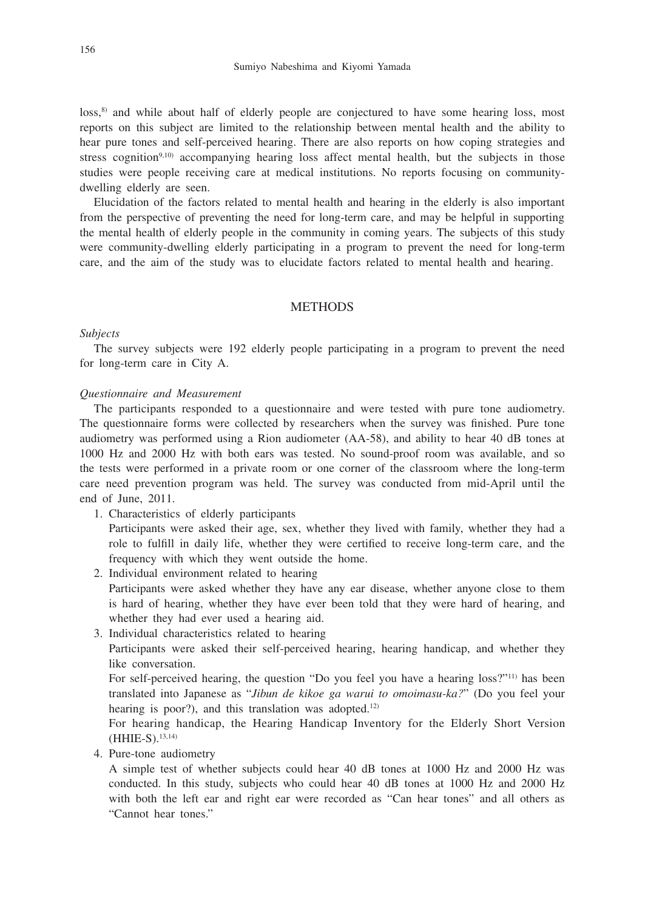loss,[8] and while about half of elderly people are conjectured to have some hearing loss, most reports on this subject are limited to the relationship between mental health and the ability to hear pure tones and self-perceived hearing. There are also reports on how coping strategies and stress cognition[9,10] accompanying hearing loss affect mental health, but the subjects in those studies were people receiving care at medical institutions. No reports focusing on community-dwelling elderly are seen.

Elucidation of the factors related to mental health and hearing in the elderly is also important from the perspective of preventing the need for long-term care, and may be helpful in supporting the mental health of elderly people in the community in coming years. The subjects of this study were community-dwelling elderly participating in a program to prevent the need for long-term care, and the aim of the study was to elucidate factors related to mental health and hearing.

## METHODS

*Subjects*

The survey subjects were 192 elderly people participating in a program to prevent the need for long-term care in City A.

*Questionnaire and Measurement*

The participants responded to a questionnaire and were tested with pure tone audiometry. The questionnaire forms were collected by researchers when the survey was finished. Pure tone audiometry was performed using a Rion audiometer (AA-58), and ability to hear 40 dB tones at 1000 Hz and 2000 Hz with both ears was tested. No sound-proof room was available, and so the tests were performed in a private room or one corner of the classroom where the long-term care need prevention program was held. The survey was conducted from mid-April until the end of June, 2011.

1. Characteristics of elderly participants
   Participants were asked their age, sex, whether they lived with family, whether they had a role to fulfill in daily life, whether they were certified to receive long-term care, and the frequency with which they went outside the home.
2. Individual environment related to hearing
   Participants were asked whether they have any ear disease, whether anyone close to them is hard of hearing, whether they have ever been told that they were hard of hearing, and whether they had ever used a hearing aid.
3. Individual characteristics related to hearing
   Participants were asked their self-perceived hearing, hearing handicap, and whether they like conversation.
   For self-perceived hearing, the question "Do you feel you have a hearing loss?"[11] has been translated into Japanese as "*Jibun de kikoe ga warui to omoimasu-ka?*" (Do you feel your hearing is poor?), and this translation was adopted.[12]
   For hearing handicap, the Hearing Handicap Inventory for the Elderly Short Version (HHIE-S).[13,14]
4. Pure-tone audiometry
   A simple test of whether subjects could hear 40 dB tones at 1000 Hz and 2000 Hz was conducted. In this study, subjects who could hear 40 dB tones at 1000 Hz and 2000 Hz with both the left ear and right ear were recorded as "Can hear tones" and all others as "Cannot hear tones."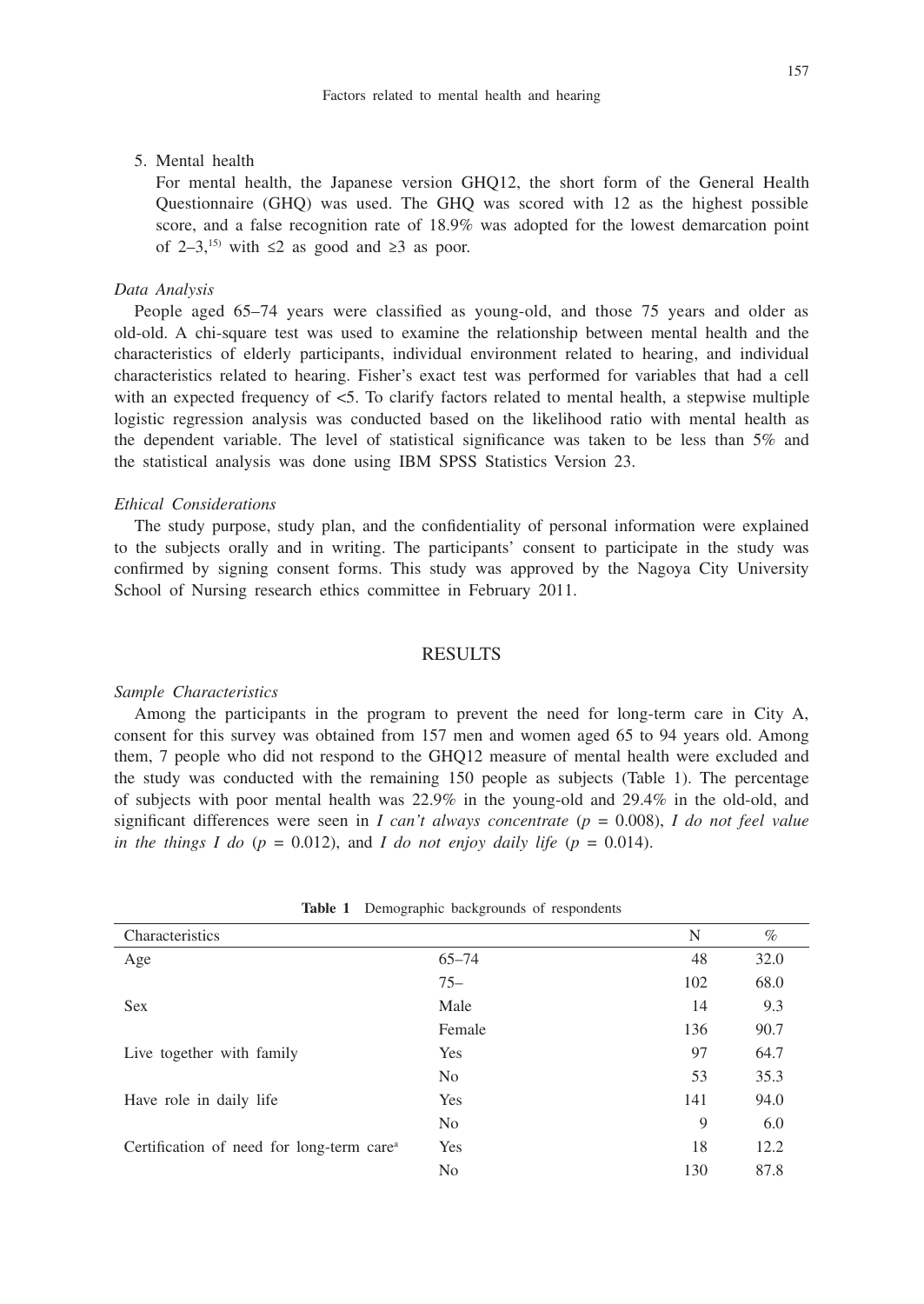5. Mental health

   For mental health, the Japanese version GHQ12, the short form of the General Health Questionnaire (GHQ) was used. The GHQ was scored with 12 as the highest possible score, and a false recognition rate of 18.9% was adopted for the lowest demarcation point of 2–3,[15] with ≤2 as good and ≥3 as poor.

*Data Analysis*

People aged 65–74 years were classified as young-old, and those 75 years and older as old-old. A chi-square test was used to examine the relationship between mental health and the characteristics of elderly participants, individual environment related to hearing, and individual characteristics related to hearing. Fisher's exact test was performed for variables that had a cell with an expected frequency of <5. To clarify factors related to mental health, a stepwise multiple logistic regression analysis was conducted based on the likelihood ratio with mental health as the dependent variable. The level of statistical significance was taken to be less than 5% and the statistical analysis was done using IBM SPSS Statistics Version 23.

*Ethical Considerations*

The study purpose, study plan, and the confidentiality of personal information were explained to the subjects orally and in writing. The participants' consent to participate in the study was confirmed by signing consent forms. This study was approved by the Nagoya City University School of Nursing research ethics committee in February 2011.

## RESULTS

*Sample Characteristics*

Among the participants in the program to prevent the need for long-term care in City A, consent for this survey was obtained from 157 men and women aged 65 to 94 years old. Among them, 7 people who did not respond to the GHQ12 measure of mental health were excluded and the study was conducted with the remaining 150 people as subjects (Table 1). The percentage of subjects with poor mental health was 22.9% in the young-old and 29.4% in the old-old, and significant differences were seen in *I can't always concentrate* ($p$ = 0.008), *I do not feel value in the things I do* ($p$ = 0.012), and *I do not enjoy daily life* ($p$ = 0.014).

**Table 1** Demographic backgrounds of respondents

| Characteristics | | N | % |
|---|---|---|---|
| Age | 65–74 | 48 | 32.0 |
| | 75– | 102 | 68.0 |
| Sex | Male | 14 | 9.3 |
| | Female | 136 | 90.7 |
| Live together with family | Yes | 97 | 64.7 |
| | No | 53 | 35.3 |
| Have role in daily life | Yes | 141 | 94.0 |
| | No | 9 | 6.0 |
| Certification of need for long-term care[a] | Yes | 18 | 12.2 |
| | No | 130 | 87.8 |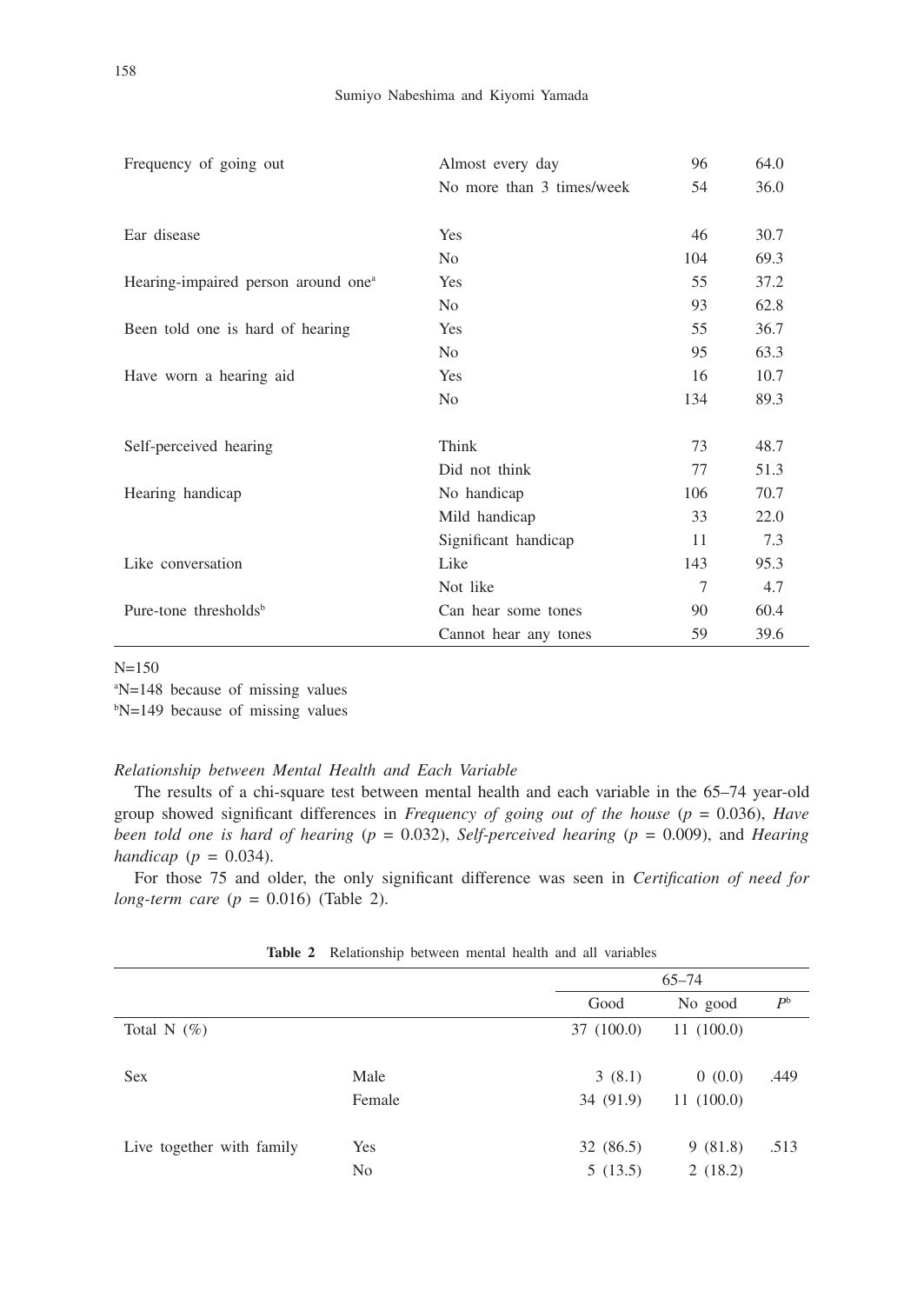| | | | |
|---|---|---|---|
| Frequency of going out | Almost every day | 96 | 64.0 |
| | No more than 3 times/week | 54 | 36.0 |
| Ear disease | Yes | 46 | 30.7 |
| | No | 104 | 69.3 |
| Hearing-impaired person around one[a] | Yes | 55 | 37.2 |
| | No | 93 | 62.8 |
| Been told one is hard of hearing | Yes | 55 | 36.7 |
| | No | 95 | 63.3 |
| Have worn a hearing aid | Yes | 16 | 10.7 |
| | No | 134 | 89.3 |
| Self-perceived hearing | Think | 73 | 48.7 |
| | Did not think | 77 | 51.3 |
| Hearing handicap | No handicap | 106 | 70.7 |
| | Mild handicap | 33 | 22.0 |
| | Significant handicap | 11 | 7.3 |
| Like conversation | Like | 143 | 95.3 |
| | Not like | 7 | 4.7 |
| Pure-tone thresholds[b] | Can hear some tones | 90 | 60.4 |
| | Cannot hear any tones | 59 | 39.6 |

N=150
[a]N=148 because of missing values
[b]N=149 because of missing values

*Relationship between Mental Health and Each Variable*

The results of a chi-square test between mental health and each variable in the 65–74 year-old group showed significant differences in *Frequency of going out of the house* ($p$ = 0.036), *Have been told one is hard of hearing* ($p$ = 0.032), *Self-perceived hearing* ($p$ = 0.009), and *Hearing handicap* ($p$ = 0.034).

For those 75 and older, the only significant difference was seen in *Certification of need for long-term care* ($p$ = 0.016) (Table 2).

**Table 2** Relationship between mental health and all variables

| | | 65–74 | | |
|---|---|---|---|---|
| | | Good | No good | $P$[b] |
| Total N (%) | | 37 (100.0) | 11 (100.0) | |
| Sex | Male | 3 (8.1) | 0 (0.0) | .449 |
| | Female | 34 (91.9) | 11 (100.0) | |
| Live together with family | Yes | 32 (86.5) | 9 (81.8) | .513 |
| | No | 5 (13.5) | 2 (18.2) | |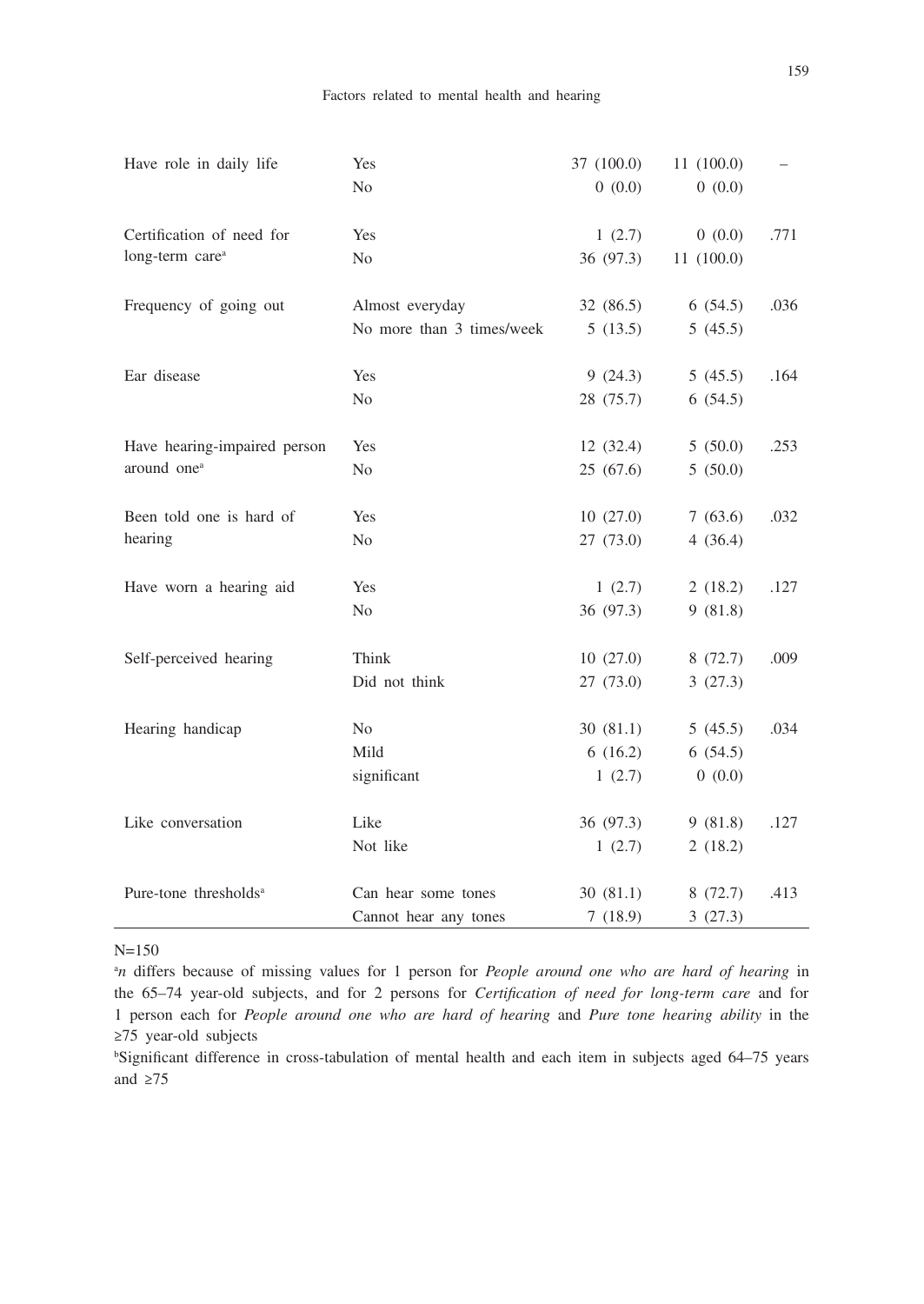| | | | | |
|---|---|---|---|---|
| Have role in daily life | Yes | 37 (100.0) | 11 (100.0) | – |
| | No | 0 (0.0) | 0 (0.0) | |
| Certification of need for long-term care[a] | Yes | 1 (2.7) | 0 (0.0) | .771 |
| | No | 36 (97.3) | 11 (100.0) | |
| Frequency of going out | Almost everyday | 32 (86.5) | 6 (54.5) | .036 |
| | No more than 3 times/week | 5 (13.5) | 5 (45.5) | |
| Ear disease | Yes | 9 (24.3) | 5 (45.5) | .164 |
| | No | 28 (75.7) | 6 (54.5) | |
| Have hearing-impaired person around one[a] | Yes | 12 (32.4) | 5 (50.0) | .253 |
| | No | 25 (67.6) | 5 (50.0) | |
| Been told one is hard of hearing | Yes | 10 (27.0) | 7 (63.6) | .032 |
| | No | 27 (73.0) | 4 (36.4) | |
| Have worn a hearing aid | Yes | 1 (2.7) | 2 (18.2) | .127 |
| | No | 36 (97.3) | 9 (81.8) | |
| Self-perceived hearing | Think | 10 (27.0) | 8 (72.7) | .009 |
| | Did not think | 27 (73.0) | 3 (27.3) | |
| Hearing handicap | No | 30 (81.1) | 5 (45.5) | .034 |
| | Mild | 6 (16.2) | 6 (54.5) | |
| | significant | 1 (2.7) | 0 (0.0) | |
| Like conversation | Like | 36 (97.3) | 9 (81.8) | .127 |
| | Not like | 1 (2.7) | 2 (18.2) | |
| Pure-tone thresholds[a] | Can hear some tones | 30 (81.1) | 8 (72.7) | .413 |
| | Cannot hear any tones | 7 (18.9) | 3 (27.3) | |

N=150

[a]*n* differs because of missing values for 1 person for *People around one who are hard of hearing* in the 65–74 year-old subjects, and for 2 persons for *Certification of need for long-term care* and for 1 person each for *People around one who are hard of hearing* and *Pure tone hearing ability* in the ≥75 year-old subjects

[b]Significant difference in cross-tabulation of mental health and each item in subjects aged 64–75 years and ≥75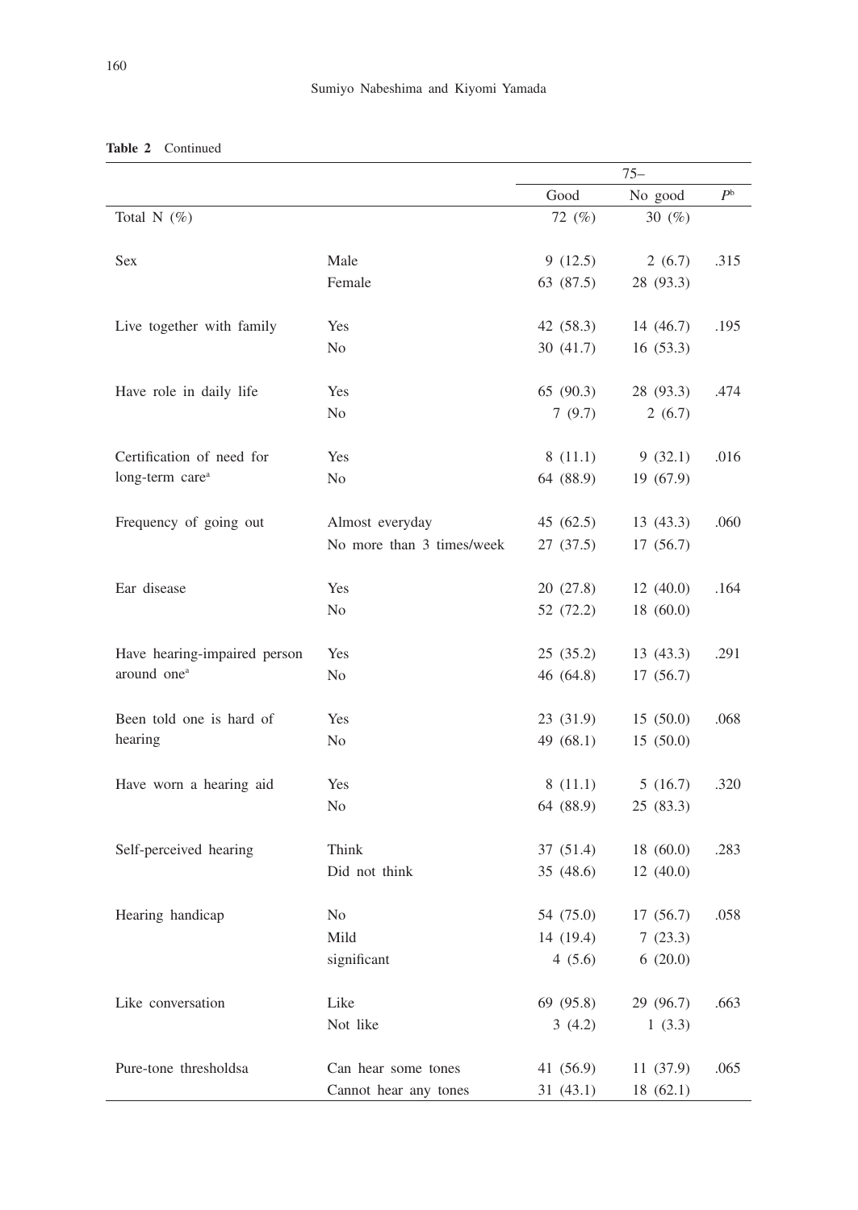**Table 2** Continued

| | | 75– | | |
|---|---|---|---|---|
| | | Good | No good | $P$[b] |
| Total N (%) | | 72 (%) | 30 (%) | |
| Sex | Male | 9 (12.5) | 2 (6.7) | .315 |
| | Female | 63 (87.5) | 28 (93.3) | |
| Live together with family | Yes | 42 (58.3) | 14 (46.7) | .195 |
| | No | 30 (41.7) | 16 (53.3) | |
| Have role in daily life | Yes | 65 (90.3) | 28 (93.3) | .474 |
| | No | 7 (9.7) | 2 (6.7) | |
| Certification of need for long-term care[a] | Yes | 8 (11.1) | 9 (32.1) | .016 |
| | No | 64 (88.9) | 19 (67.9) | |
| Frequency of going out | Almost everyday | 45 (62.5) | 13 (43.3) | .060 |
| | No more than 3 times/week | 27 (37.5) | 17 (56.7) | |
| Ear disease | Yes | 20 (27.8) | 12 (40.0) | .164 |
| | No | 52 (72.2) | 18 (60.0) | |
| Have hearing-impaired person around one[a] | Yes | 25 (35.2) | 13 (43.3) | .291 |
| | No | 46 (64.8) | 17 (56.7) | |
| Been told one is hard of hearing | Yes | 23 (31.9) | 15 (50.0) | .068 |
| | No | 49 (68.1) | 15 (50.0) | |
| Have worn a hearing aid | Yes | 8 (11.1) | 5 (16.7) | .320 |
| | No | 64 (88.9) | 25 (83.3) | |
| Self-perceived hearing | Think | 37 (51.4) | 18 (60.0) | .283 |
| | Did not think | 35 (48.6) | 12 (40.0) | |
| Hearing handicap | No | 54 (75.0) | 17 (56.7) | .058 |
| | Mild | 14 (19.4) | 7 (23.3) | |
| | significant | 4 (5.6) | 6 (20.0) | |
| Like conversation | Like | 69 (95.8) | 29 (96.7) | .663 |
| | Not like | 3 (4.2) | 1 (3.3) | |
| Pure-tone thresholdsa | Can hear some tones | 41 (56.9) | 11 (37.9) | .065 |
| | Cannot hear any tones | 31 (43.1) | 18 (62.1) | |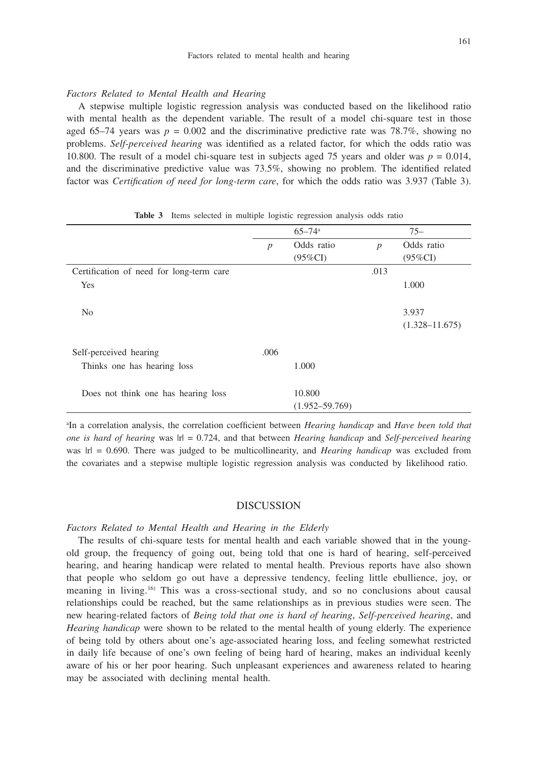*Factors Related to Mental Health and Hearing*

A stepwise multiple logistic regression analysis was conducted based on the likelihood ratio with mental health as the dependent variable. The result of a model chi-square test in those aged 65–74 years was $p$ = 0.002 and the discriminative predictive rate was 78.7%, showing no problems. *Self-perceived hearing* was identified as a related factor, for which the odds ratio was 10.800. The result of a model chi-square test in subjects aged 75 years and older was $p$ = 0.014, and the discriminative predictive value was 73.5%, showing no problem. The identified related factor was *Certification of need for long-term care*, for which the odds ratio was 3.937 (Table 3).

**Table 3** Items selected in multiple logistic regression analysis odds ratio

| | 65–74[a] | | 75– | |
|---|---|---|---|---|
| | $p$ | Odds ratio (95%CI) | $p$ | Odds ratio (95%CI) |
| Certification of need for long-term care | | | .013 | |
| Yes | | | | 1.000 |
| No | | | | 3.937 (1.328–11.675) |
| Self-perceived hearing | .006 | | | |
| Thinks one has hearing loss | | 1.000 | | |
| Does not think one has hearing loss | | 10.800 (1.952–59.769) | | |

[a]In a correlation analysis, the correlation coefficient between *Hearing handicap* and *Have been told that one is hard of hearing* was $|r|$ = 0.724, and that between *Hearing handicap* and *Self-perceived hearing* was $|r|$ = 0.690. There was judged to be multicollinearity, and *Hearing handicap* was excluded from the covariates and a stepwise multiple logistic regression analysis was conducted by likelihood ratio.

## DISCUSSION

*Factors Related to Mental Health and Hearing in the Elderly*

The results of chi-square tests for mental health and each variable showed that in the young-old group, the frequency of going out, being told that one is hard of hearing, self-perceived hearing, and hearing handicap were related to mental health. Previous reports have also shown that people who seldom go out have a depressive tendency, feeling little ebullience, joy, or meaning in living.[16] This was a cross-sectional study, and so no conclusions about causal relationships could be reached, but the same relationships as in previous studies were seen. The new hearing-related factors of *Being told that one is hard of hearing*, *Self-perceived hearing*, and *Hearing handicap* were shown to be related to the mental health of young elderly. The experience of being told by others about one's age-associated hearing loss, and feeling somewhat restricted in daily life because of one's own feeling of being hard of hearing, makes an individual keenly aware of his or her poor hearing. Such unpleasant experiences and awareness related to hearing may be associated with declining mental health.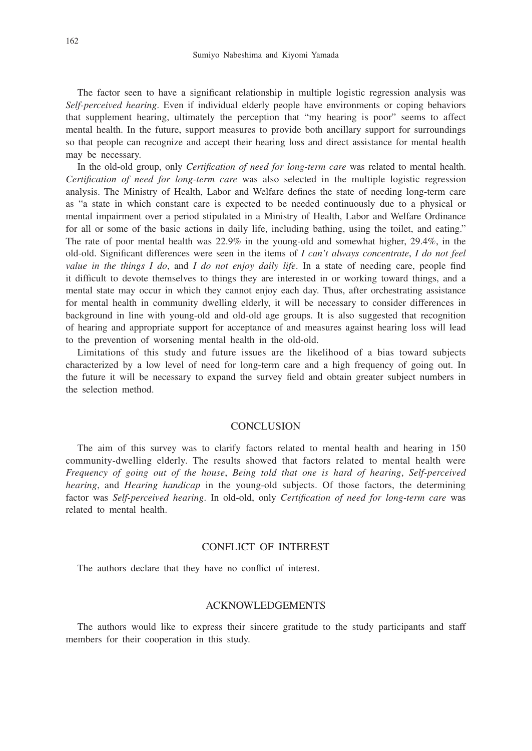The factor seen to have a significant relationship in multiple logistic regression analysis was *Self-perceived hearing*. Even if individual elderly people have environments or coping behaviors that supplement hearing, ultimately the perception that "my hearing is poor" seems to affect mental health. In the future, support measures to provide both ancillary support for surroundings so that people can recognize and accept their hearing loss and direct assistance for mental health may be necessary.

In the old-old group, only *Certification of need for long-term care* was related to mental health. *Certification of need for long-term care* was also selected in the multiple logistic regression analysis. The Ministry of Health, Labor and Welfare defines the state of needing long-term care as "a state in which constant care is expected to be needed continuously due to a physical or mental impairment over a period stipulated in a Ministry of Health, Labor and Welfare Ordinance for all or some of the basic actions in daily life, including bathing, using the toilet, and eating." The rate of poor mental health was 22.9% in the young-old and somewhat higher, 29.4%, in the old-old. Significant differences were seen in the items of *I can't always concentrate*, *I do not feel value in the things I do*, and *I do not enjoy daily life*. In a state of needing care, people find it difficult to devote themselves to things they are interested in or working toward things, and a mental state may occur in which they cannot enjoy each day. Thus, after orchestrating assistance for mental health in community dwelling elderly, it will be necessary to consider differences in background in line with young-old and old-old age groups. It is also suggested that recognition of hearing and appropriate support for acceptance of and measures against hearing loss will lead to the prevention of worsening mental health in the old-old.

Limitations of this study and future issues are the likelihood of a bias toward subjects characterized by a low level of need for long-term care and a high frequency of going out. In the future it will be necessary to expand the survey field and obtain greater subject numbers in the selection method.

## CONCLUSION

The aim of this survey was to clarify factors related to mental health and hearing in 150 community-dwelling elderly. The results showed that factors related to mental health were *Frequency of going out of the house*, *Being told that one is hard of hearing*, *Self-perceived hearing*, and *Hearing handicap* in the young-old subjects. Of those factors, the determining factor was *Self-perceived hearing*. In old-old, only *Certification of need for long-term care* was related to mental health.

## CONFLICT OF INTEREST

The authors declare that they have no conflict of interest.

## ACKNOWLEDGEMENTS

The authors would like to express their sincere gratitude to the study participants and staff members for their cooperation in this study.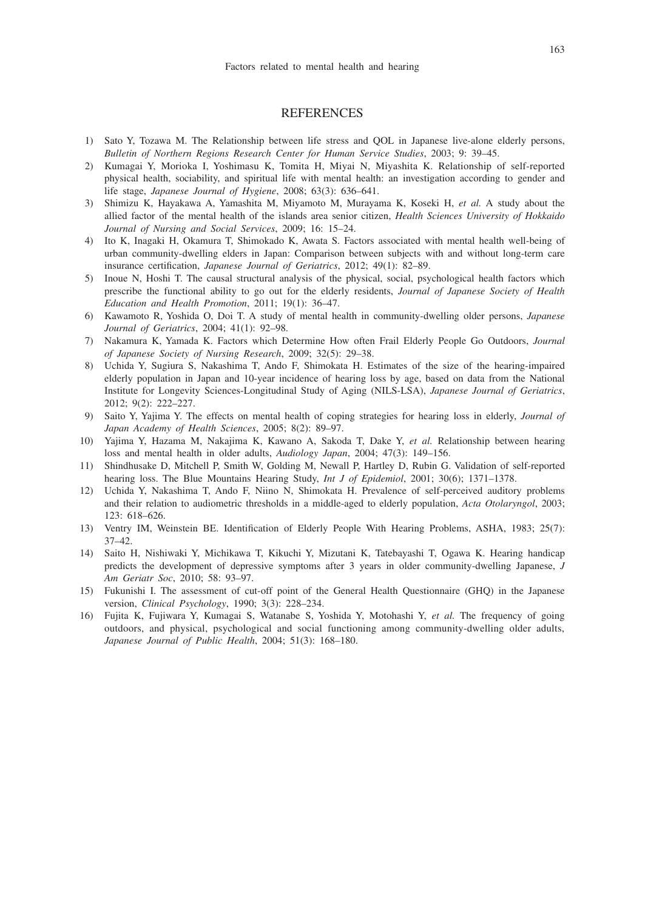## REFERENCES

1) Sato Y, Tozawa M. The Relationship between life stress and QOL in Japanese live-alone elderly persons, *Bulletin of Northern Regions Research Center for Human Service Studies*, 2003; 9: 39–45.
2) Kumagai Y, Morioka I, Yoshimasu K, Tomita H, Miyai N, Miyashita K. Relationship of self-reported physical health, sociability, and spiritual life with mental health: an investigation according to gender and life stage, *Japanese Journal of Hygiene*, 2008; 63(3): 636–641.
3) Shimizu K, Hayakawa A, Yamashita M, Miyamoto M, Murayama K, Koseki H, *et al.* A study about the allied factor of the mental health of the islands area senior citizen, *Health Sciences University of Hokkaido Journal of Nursing and Social Services*, 2009; 16: 15–24.
4) Ito K, Inagaki H, Okamura T, Shimokado K, Awata S. Factors associated with mental health well-being of urban community-dwelling elders in Japan: Comparison between subjects with and without long-term care insurance certification, *Japanese Journal of Geriatrics*, 2012; 49(1): 82–89.
5) Inoue N, Hoshi T. The causal structural analysis of the physical, social, psychological health factors which prescribe the functional ability to go out for the elderly residents, *Journal of Japanese Society of Health Education and Health Promotion*, 2011; 19(1): 36–47.
6) Kawamoto R, Yoshida O, Doi T. A study of mental health in community-dwelling older persons, *Japanese Journal of Geriatrics*, 2004; 41(1): 92–98.
7) Nakamura K, Yamada K. Factors which Determine How often Frail Elderly People Go Outdoors, *Journal of Japanese Society of Nursing Research*, 2009; 32(5): 29–38.
8) Uchida Y, Sugiura S, Nakashima T, Ando F, Shimokata H. Estimates of the size of the hearing-impaired elderly population in Japan and 10-year incidence of hearing loss by age, based on data from the National Institute for Longevity Sciences-Longitudinal Study of Aging (NILS-LSA), *Japanese Journal of Geriatrics*, 2012; 9(2): 222–227.
9) Saito Y, Yajima Y. The effects on mental health of coping strategies for hearing loss in elderly, *Journal of Japan Academy of Health Sciences*, 2005; 8(2): 89–97.
10) Yajima Y, Hazama M, Nakajima K, Kawano A, Sakoda T, Dake Y, *et al.* Relationship between hearing loss and mental health in older adults, *Audiology Japan*, 2004; 47(3): 149–156.
11) Shindhusake D, Mitchell P, Smith W, Golding M, Newall P, Hartley D, Rubin G. Validation of self-reported hearing loss. The Blue Mountains Hearing Study, *Int J of Epidemiol*, 2001; 30(6); 1371–1378.
12) Uchida Y, Nakashima T, Ando F, Niino N, Shimokata H. Prevalence of self-perceived auditory problems and their relation to audiometric thresholds in a middle-aged to elderly population, *Acta Otolaryngol*, 2003; 123: 618–626.
13) Ventry IM, Weinstein BE. Identification of Elderly People With Hearing Problems, ASHA, 1983; 25(7): 37–42.
14) Saito H, Nishiwaki Y, Michikawa T, Kikuchi Y, Mizutani K, Tatebayashi T, Ogawa K. Hearing handicap predicts the development of depressive symptoms after 3 years in older community-dwelling Japanese, *J Am Geriatr Soc*, 2010; 58: 93–97.
15) Fukunishi I. The assessment of cut-off point of the General Health Questionnaire (GHQ) in the Japanese version, *Clinical Psychology*, 1990; 3(3): 228–234.
16) Fujita K, Fujiwara Y, Kumagai S, Watanabe S, Yoshida Y, Motohashi Y, *et al.* The frequency of going outdoors, and physical, psychological and social functioning among community-dwelling older adults, *Japanese Journal of Public Health*, 2004; 51(3): 168–180.